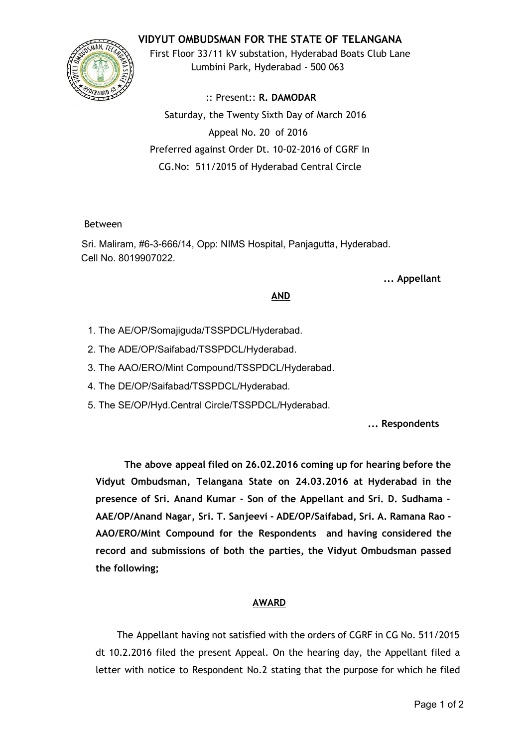# VIDYUT OMBUDSMAN FOR THE STATE OF TELANGANA

First Floor 33/11 kV substation, Hyderabad Boats Club Lane
Lumbini Park, Hyderabad - 500 063

:: Present:: **R. DAMODAR**

Saturday, the Twenty Sixth Day of March 2016

Appeal No. 20 of 2016

Preferred against Order Dt. 10-02-2016 of CGRF In

CG.No: 511/2015 of Hyderabad Central Circle

Between

Sri. Maliram, #6-3-666/14, Opp: NIMS Hospital, Panjagutta, Hyderabad.
Cell No. 8019907022.

**... Appellant**

**AND**

1. The AE/OP/Somajiguda/TSSPDCL/Hyderabad.
2. The ADE/OP/Saifabad/TSSPDCL/Hyderabad.
3. The AAO/ERO/Mint Compound/TSSPDCL/Hyderabad.
4. The DE/OP/Saifabad/TSSPDCL/Hyderabad.
5. The SE/OP/Hyd.Central Circle/TSSPDCL/Hyderabad.

**... Respondents**

**The above appeal filed on 26.02.2016 coming up for hearing before the Vidyut Ombudsman, Telangana State on 24.03.2016 at Hyderabad in the presence of Sri. Anand Kumar - Son of the Appellant and Sri. D. Sudhama - AAE/OP/Anand Nagar, Sri. T. Sanjeevi - ADE/OP/Saifabad, Sri. A. Ramana Rao - AAO/ERO/Mint Compound for the Respondents and having considered the record and submissions of both the parties, the Vidyut Ombudsman passed the following;**

## AWARD

The Appellant having not satisfied with the orders of CGRF in CG No. 511/2015 dt 10.2.2016 filed the present Appeal. On the hearing day, the Appellant filed a letter with notice to Respondent No.2 stating that the purpose for which he filed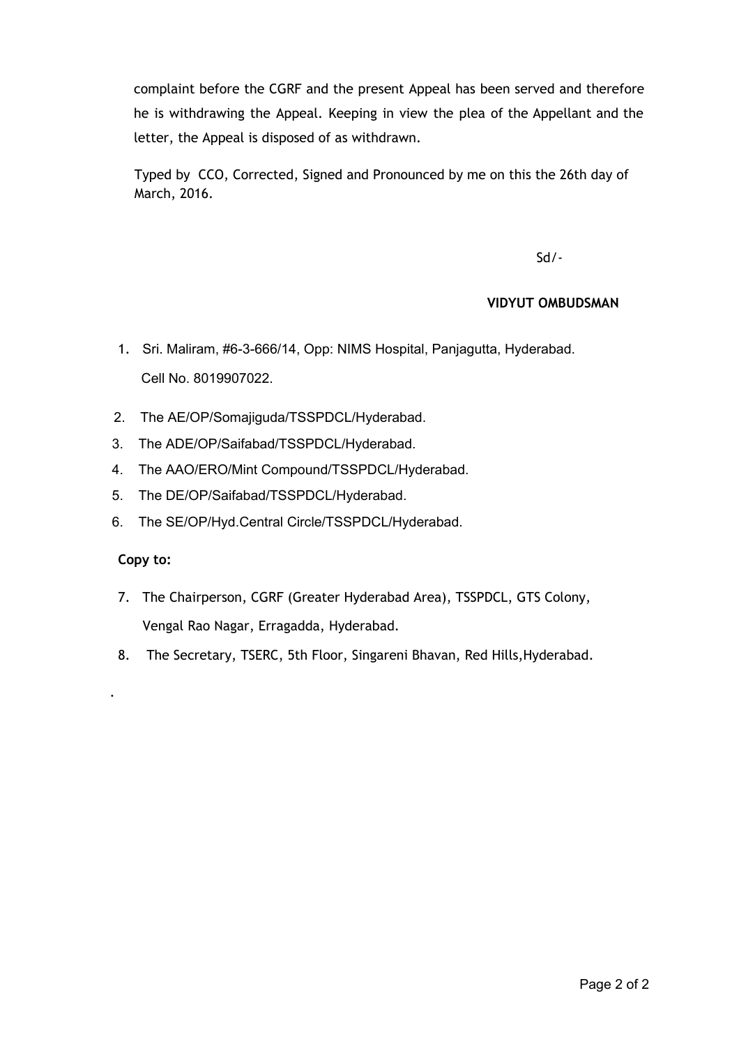complaint before the CGRF and the present Appeal has been served and therefore he is withdrawing the Appeal. Keeping in view the plea of the Appellant and the letter, the Appeal is disposed of as withdrawn.

Typed by CCO, Corrected, Signed and Pronounced by me on this the 26th day of March, 2016.

Sd/-

**VIDYUT OMBUDSMAN**

1. Sri. Maliram, #6-3-666/14, Opp: NIMS Hospital, Panjagutta, Hyderabad. Cell No. 8019907022.
2. The AE/OP/Somajiguda/TSSPDCL/Hyderabad.
3. The ADE/OP/Saifabad/TSSPDCL/Hyderabad.
4. The AAO/ERO/Mint Compound/TSSPDCL/Hyderabad.
5. The DE/OP/Saifabad/TSSPDCL/Hyderabad.
6. The SE/OP/Hyd.Central Circle/TSSPDCL/Hyderabad.

**Copy to:**

7. The Chairperson, CGRF (Greater Hyderabad Area), TSSPDCL, GTS Colony, Vengal Rao Nagar, Erragadda, Hyderabad.
8. The Secretary, TSERC, 5th Floor, Singareni Bhavan, Red Hills,Hyderabad.